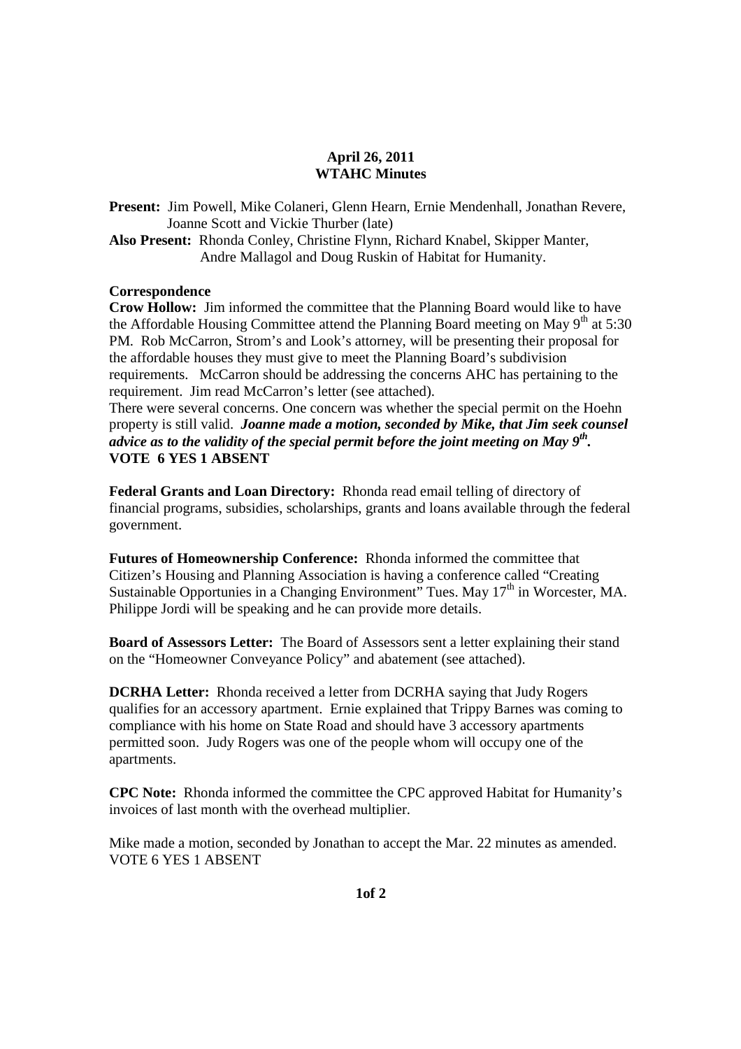**April 26, 2011**
**WTAHC Minutes**

**Present:** Jim Powell, Mike Colaneri, Glenn Hearn, Ernie Mendenhall, Jonathan Revere, Joanne Scott and Vickie Thurber (late)

**Also Present:** Rhonda Conley, Christine Flynn, Richard Knabel, Skipper Manter, Andre Mallagol and Doug Ruskin of Habitat for Humanity.

**Correspondence**

**Crow Hollow:** Jim informed the committee that the Planning Board would like to have the Affordable Housing Committee attend the Planning Board meeting on May 9th at 5:30 PM. Rob McCarron, Strom's and Look's attorney, will be presenting their proposal for the affordable houses they must give to meet the Planning Board's subdivision requirements. McCarron should be addressing the concerns AHC has pertaining to the requirement. Jim read McCarron's letter (see attached).

There were several concerns. One concern was whether the special permit on the Hoehn property is still valid. ***Joanne made a motion, seconded by Mike, that Jim seek counsel advice as to the validity of the special permit before the joint meeting on May 9th.***
**VOTE 6 YES 1 ABSENT**

**Federal Grants and Loan Directory:** Rhonda read email telling of directory of financial programs, subsidies, scholarships, grants and loans available through the federal government.

**Futures of Homeownership Conference:** Rhonda informed the committee that Citizen's Housing and Planning Association is having a conference called "Creating Sustainable Opportunies in a Changing Environment" Tues. May 17th in Worcester, MA. Philippe Jordi will be speaking and he can provide more details.

**Board of Assessors Letter:** The Board of Assessors sent a letter explaining their stand on the "Homeowner Conveyance Policy" and abatement (see attached).

**DCRHA Letter:** Rhonda received a letter from DCRHA saying that Judy Rogers qualifies for an accessory apartment. Ernie explained that Trippy Barnes was coming to compliance with his home on State Road and should have 3 accessory apartments permitted soon. Judy Rogers was one of the people whom will occupy one of the apartments.

**CPC Note:** Rhonda informed the committee the CPC approved Habitat for Humanity's invoices of last month with the overhead multiplier.

Mike made a motion, seconded by Jonathan to accept the Mar. 22 minutes as amended.
VOTE 6 YES 1 ABSENT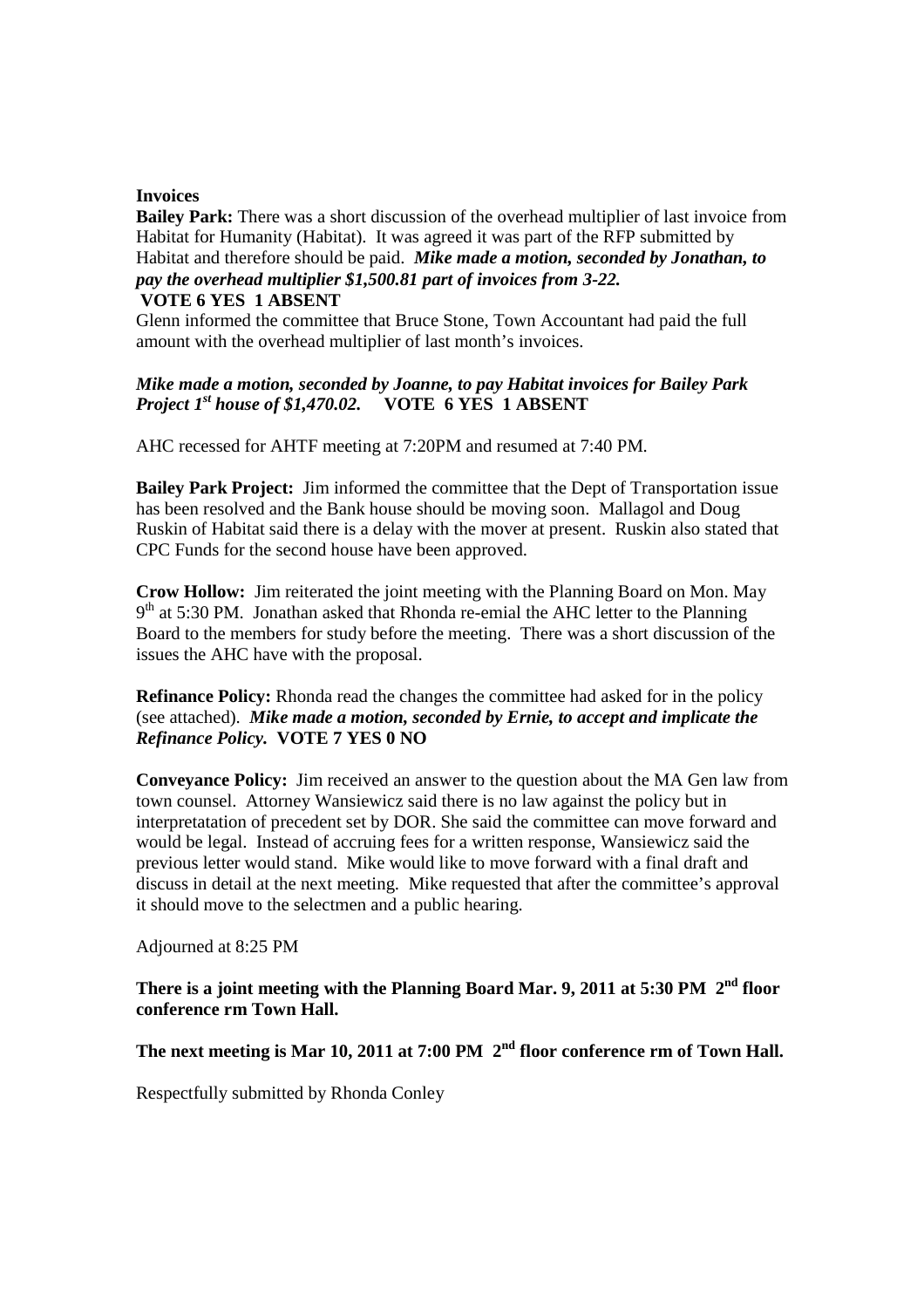**Invoices**

**Bailey Park:** There was a short discussion of the overhead multiplier of last invoice from Habitat for Humanity (Habitat). It was agreed it was part of the RFP submitted by Habitat and therefore should be paid. ***Mike made a motion, seconded by Jonathan, to pay the overhead multiplier $1,500.81 part of invoices from 3-22.***

**VOTE 6 YES 1 ABSENT**

Glenn informed the committee that Bruce Stone, Town Accountant had paid the full amount with the overhead multiplier of last month's invoices.

***Mike made a motion, seconded by Joanne, to pay Habitat invoices for Bailey Park Project 1st house of $1,470.02.*** **VOTE 6 YES 1 ABSENT**

AHC recessed for AHTF meeting at 7:20PM and resumed at 7:40 PM.

**Bailey Park Project:** Jim informed the committee that the Dept of Transportation issue has been resolved and the Bank house should be moving soon. Mallagol and Doug Ruskin of Habitat said there is a delay with the mover at present. Ruskin also stated that CPC Funds for the second house have been approved.

**Crow Hollow:** Jim reiterated the joint meeting with the Planning Board on Mon. May 9th at 5:30 PM. Jonathan asked that Rhonda re-emial the AHC letter to the Planning Board to the members for study before the meeting. There was a short discussion of the issues the AHC have with the proposal.

**Refinance Policy:** Rhonda read the changes the committee had asked for in the policy (see attached). ***Mike made a motion, seconded by Ernie, to accept and implicate the Refinance Policy.*** **VOTE 7 YES 0 NO**

**Conveyance Policy:** Jim received an answer to the question about the MA Gen law from town counsel. Attorney Wansiewicz said there is no law against the policy but in interpretatation of precedent set by DOR. She said the committee can move forward and would be legal. Instead of accruing fees for a written response, Wansiewicz said the previous letter would stand. Mike would like to move forward with a final draft and discuss in detail at the next meeting. Mike requested that after the committee's approval it should move to the selectmen and a public hearing.

Adjourned at 8:25 PM

**There is a joint meeting with the Planning Board Mar. 9, 2011 at 5:30 PM 2nd floor conference rm Town Hall.**

**The next meeting is Mar 10, 2011 at 7:00 PM 2nd floor conference rm of Town Hall.**

Respectfully submitted by Rhonda Conley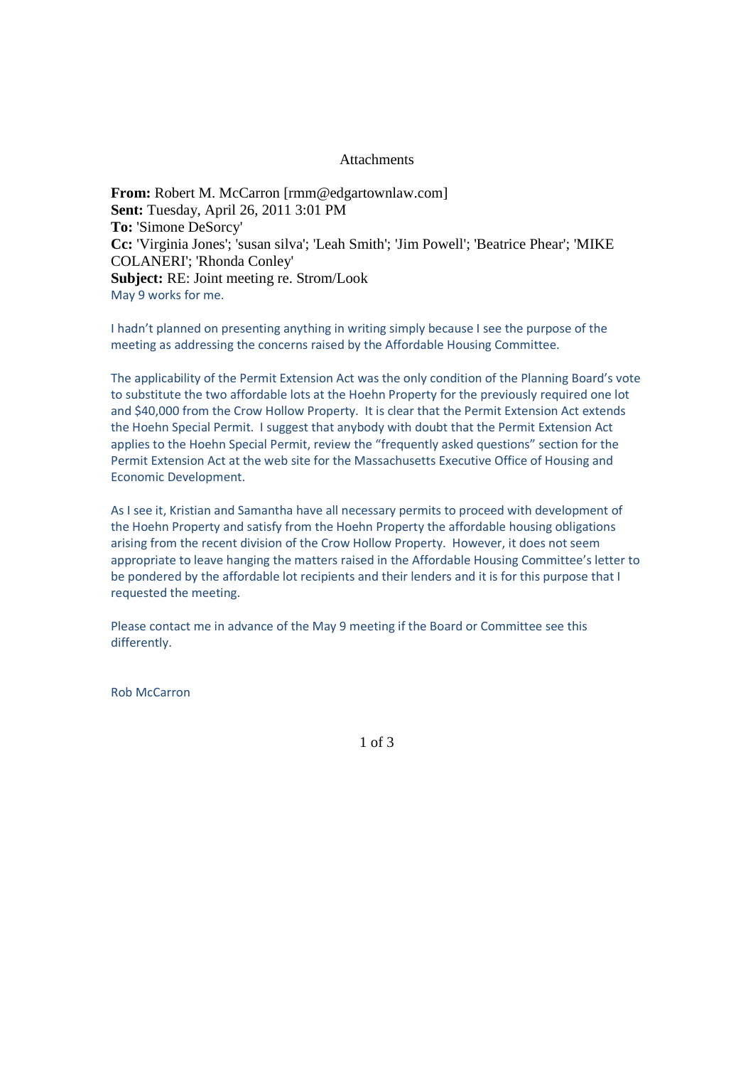Attachments

**From:** Robert M. McCarron [rmm@edgartownlaw.com]
**Sent:** Tuesday, April 26, 2011 3:01 PM
**To:** 'Simone DeSorcy'
**Cc:** 'Virginia Jones'; 'susan silva'; 'Leah Smith'; 'Jim Powell'; 'Beatrice Phear'; 'MIKE COLANERI'; 'Rhonda Conley'
**Subject:** RE: Joint meeting re. Strom/Look

May 9 works for me.

I hadn't planned on presenting anything in writing simply because I see the purpose of the meeting as addressing the concerns raised by the Affordable Housing Committee.

The applicability of the Permit Extension Act was the only condition of the Planning Board's vote to substitute the two affordable lots at the Hoehn Property for the previously required one lot and $40,000 from the Crow Hollow Property. It is clear that the Permit Extension Act extends the Hoehn Special Permit. I suggest that anybody with doubt that the Permit Extension Act applies to the Hoehn Special Permit, review the "frequently asked questions" section for the Permit Extension Act at the web site for the Massachusetts Executive Office of Housing and Economic Development.

As I see it, Kristian and Samantha have all necessary permits to proceed with development of the Hoehn Property and satisfy from the Hoehn Property the affordable housing obligations arising from the recent division of the Crow Hollow Property. However, it does not seem appropriate to leave hanging the matters raised in the Affordable Housing Committee's letter to be pondered by the affordable lot recipients and their lenders and it is for this purpose that I requested the meeting.

Please contact me in advance of the May 9 meeting if the Board or Committee see this differently.

Rob McCarron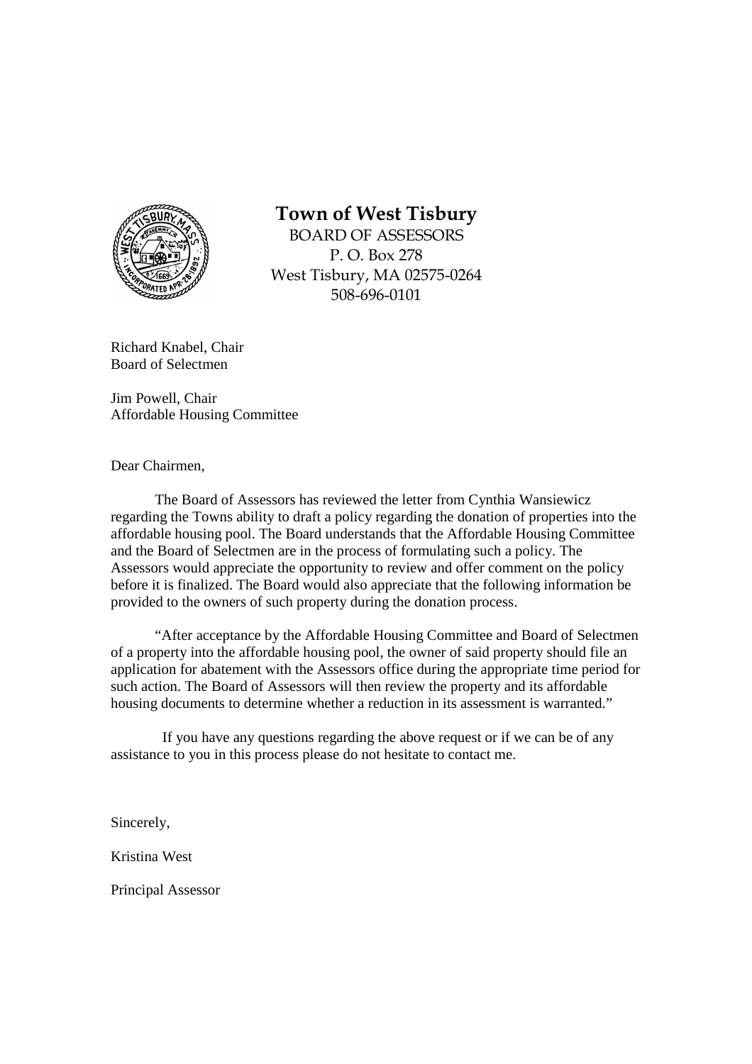# Town of West Tisbury

BOARD OF ASSESSORS
P. O. Box 278
West Tisbury, MA 02575-0264
508-696-0101

Richard Knabel, Chair
Board of Selectmen

Jim Powell, Chair
Affordable Housing Committee

Dear Chairmen,

The Board of Assessors has reviewed the letter from Cynthia Wansiewicz regarding the Towns ability to draft a policy regarding the donation of properties into the affordable housing pool. The Board understands that the Affordable Housing Committee and the Board of Selectmen are in the process of formulating such a policy. The Assessors would appreciate the opportunity to review and offer comment on the policy before it is finalized. The Board would also appreciate that the following information be provided to the owners of such property during the donation process.

"After acceptance by the Affordable Housing Committee and Board of Selectmen of a property into the affordable housing pool, the owner of said property should file an application for abatement with the Assessors office during the appropriate time period for such action. The Board of Assessors will then review the property and its affordable housing documents to determine whether a reduction in its assessment is warranted."

If you have any questions regarding the above request or if we can be of any assistance to you in this process please do not hesitate to contact me.

Sincerely,

Kristina West

Principal Assessor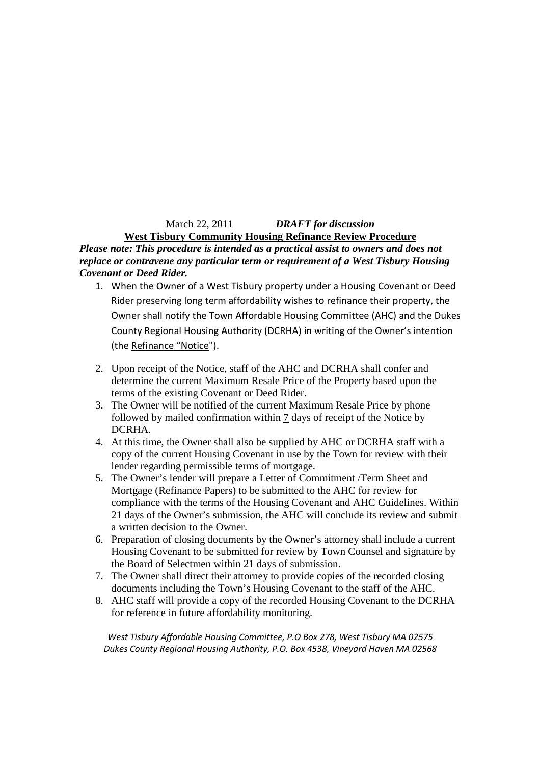March 22, 2011 ***DRAFT for discussion***

**West Tisbury Community Housing Refinance Review Procedure**

***Please note: This procedure is intended as a practical assist to owners and does not replace or contravene any particular term or requirement of a West Tisbury Housing Covenant or Deed Rider.***

1. When the Owner of a West Tisbury property under a Housing Covenant or Deed Rider preserving long term affordability wishes to refinance their property, the Owner shall notify the Town Affordable Housing Committee (AHC) and the Dukes County Regional Housing Authority (DCRHA) in writing of the Owner's intention (the Refinance "Notice").

2. Upon receipt of the Notice, staff of the AHC and DCRHA shall confer and determine the current Maximum Resale Price of the Property based upon the terms of the existing Covenant or Deed Rider.
3. The Owner will be notified of the current Maximum Resale Price by phone followed by mailed confirmation within 7 days of receipt of the Notice by DCRHA.
4. At this time, the Owner shall also be supplied by AHC or DCRHA staff with a copy of the current Housing Covenant in use by the Town for review with their lender regarding permissible terms of mortgage.
5. The Owner's lender will prepare a Letter of Commitment /Term Sheet and Mortgage (Refinance Papers) to be submitted to the AHC for review for compliance with the terms of the Housing Covenant and AHC Guidelines. Within 21 days of the Owner's submission, the AHC will conclude its review and submit a written decision to the Owner.
6. Preparation of closing documents by the Owner's attorney shall include a current Housing Covenant to be submitted for review by Town Counsel and signature by the Board of Selectmen within 21 days of submission.
7. The Owner shall direct their attorney to provide copies of the recorded closing documents including the Town's Housing Covenant to the staff of the AHC.
8. AHC staff will provide a copy of the recorded Housing Covenant to the DCRHA for reference in future affordability monitoring.

*West Tisbury Affordable Housing Committee, P.O Box 278, West Tisbury MA 02575*
*Dukes County Regional Housing Authority, P.O. Box 4538, Vineyard Haven MA 02568*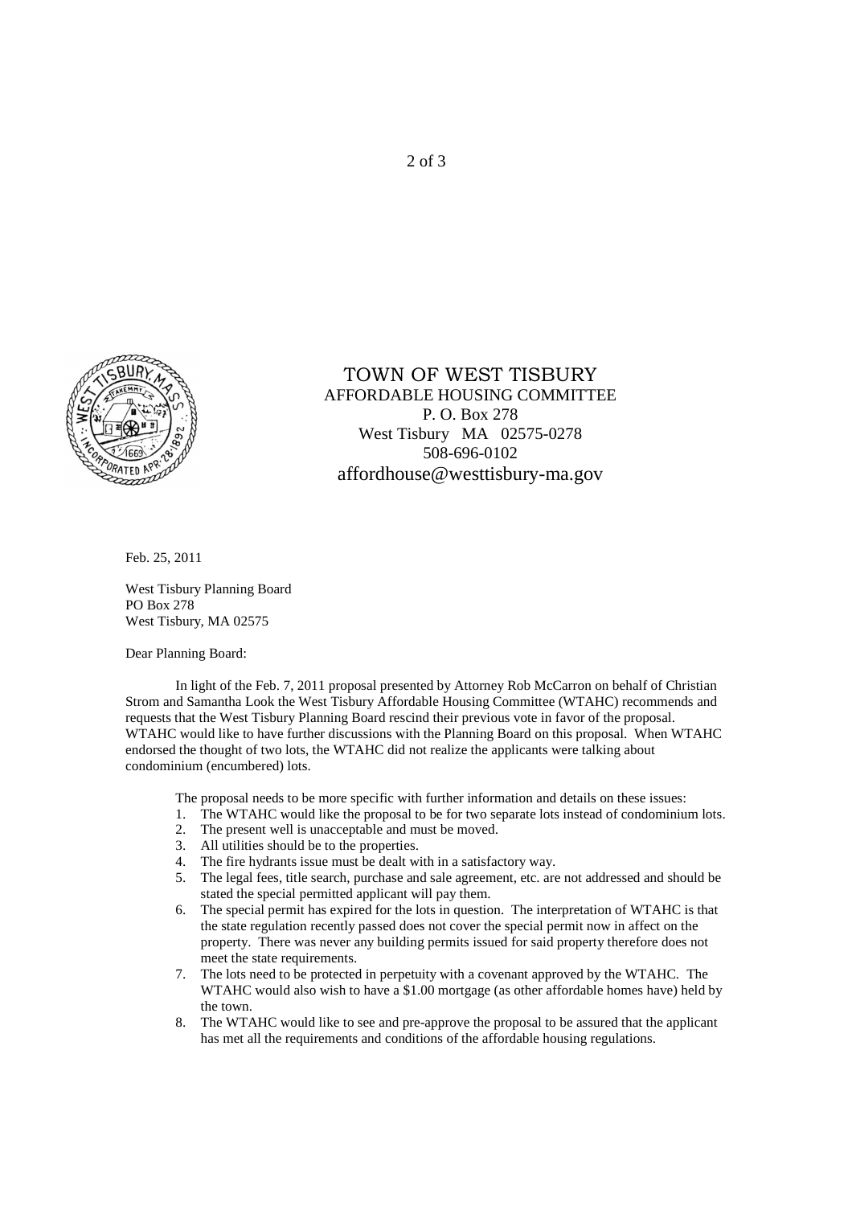TOWN OF WEST TISBURY
AFFORDABLE HOUSING COMMITTEE
P. O. Box 278
West Tisbury MA 02575-0278
508-696-0102
affordhouse@westtisbury-ma.gov

Feb. 25, 2011

West Tisbury Planning Board
PO Box 278
West Tisbury, MA 02575

Dear Planning Board:

In light of the Feb. 7, 2011 proposal presented by Attorney Rob McCarron on behalf of Christian Strom and Samantha Look the West Tisbury Affordable Housing Committee (WTAHC) recommends and requests that the West Tisbury Planning Board rescind their previous vote in favor of the proposal. WTAHC would like to have further discussions with the Planning Board on this proposal. When WTAHC endorsed the thought of two lots, the WTAHC did not realize the applicants were talking about condominium (encumbered) lots.

The proposal needs to be more specific with further information and details on these issues:

1. The WTAHC would like the proposal to be for two separate lots instead of condominium lots.
2. The present well is unacceptable and must be moved.
3. All utilities should be to the properties.
4. The fire hydrants issue must be dealt with in a satisfactory way.
5. The legal fees, title search, purchase and sale agreement, etc. are not addressed and should be stated the special permitted applicant will pay them.
6. The special permit has expired for the lots in question. The interpretation of WTAHC is that the state regulation recently passed does not cover the special permit now in affect on the property. There was never any building permits issued for said property therefore does not meet the state requirements.
7. The lots need to be protected in perpetuity with a covenant approved by the WTAHC. The WTAHC would also wish to have a $1.00 mortgage (as other affordable homes have) held by the town.
8. The WTAHC would like to see and pre-approve the proposal to be assured that the applicant has met all the requirements and conditions of the affordable housing regulations.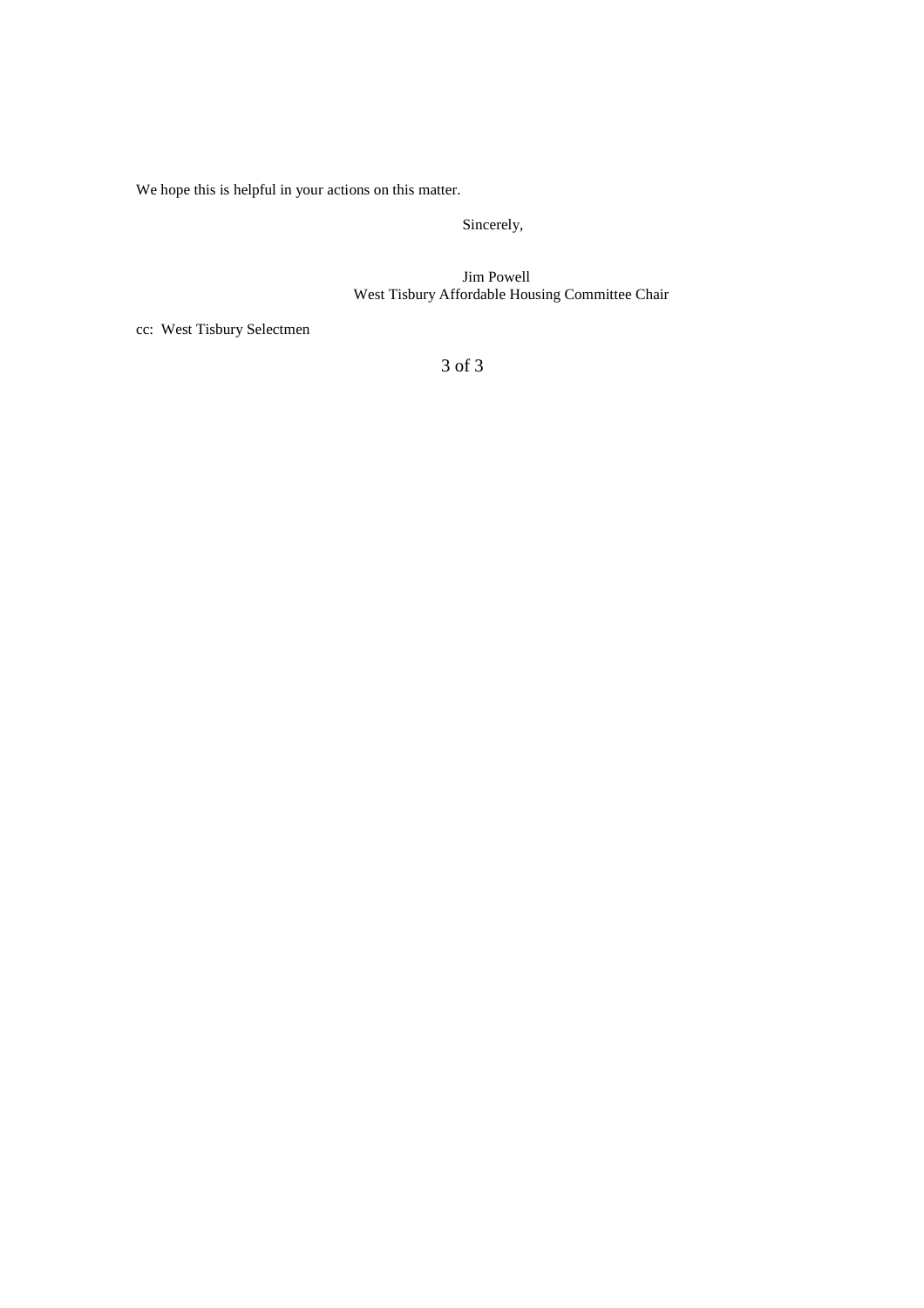We hope this is helpful in your actions on this matter.

Sincerely,

Jim Powell
West Tisbury Affordable Housing Committee Chair

cc: West Tisbury Selectmen